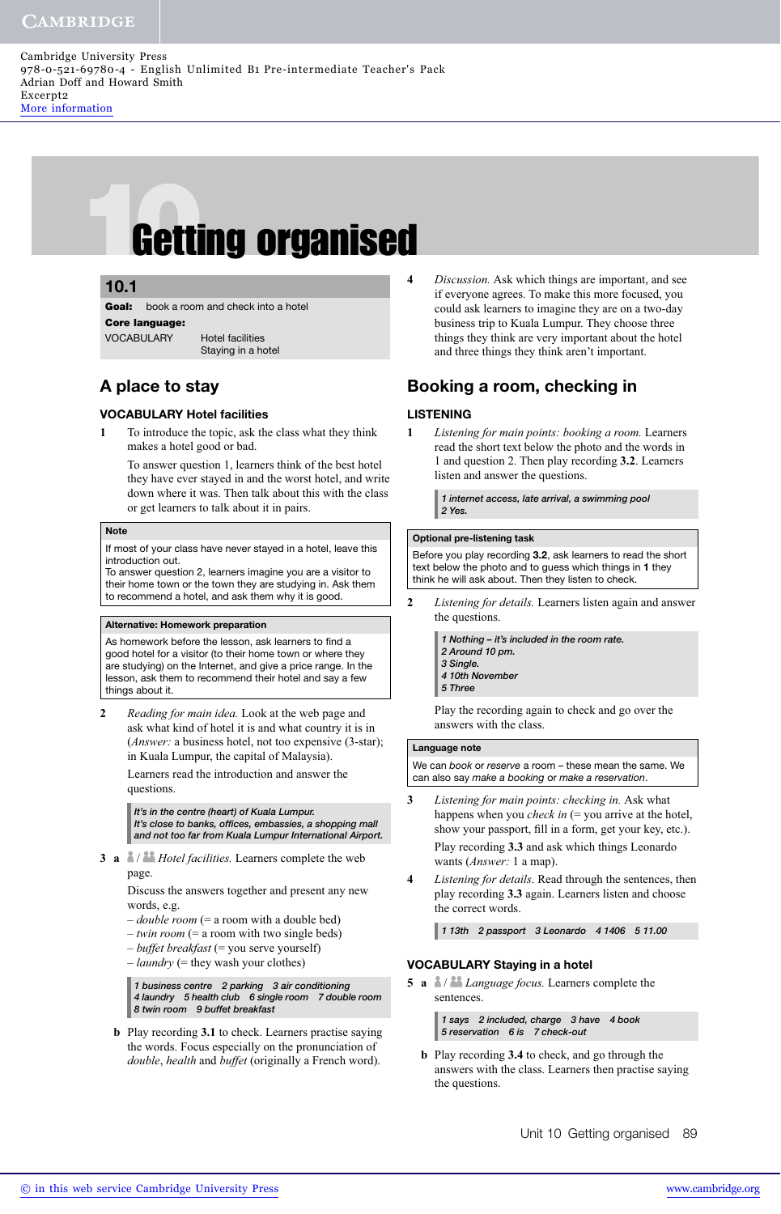Cambridge University Press
978-0-521-69780-4 - English Unlimited B1 Pre-intermediate Teacher's Pack
Adrian Doff and Howard Smith
Excerpt2
More information

# 10 Getting organised

## 10.1

**Goal:** book a room and check into a hotel

**Core language:**

VOCABULARY Hotel facilities
Staying in a hotel

## A place to stay

### VOCABULARY Hotel facilities

1 To introduce the topic, ask the class what they think makes a hotel good or bad.

To answer question 1, learners think of the best hotel they have ever stayed in and the worst hotel, and write down where it was. Then talk about this with the class or get learners to talk about it in pairs.

**Note**

If most of your class have never stayed in a hotel, leave this introduction out.
To answer question 2, learners imagine you are a visitor to their home town or the town they are studying in. Ask them to recommend a hotel, and ask them why it is good.

**Alternative: Homework preparation**

As homework before the lesson, ask learners to find a good hotel for a visitor (to their home town or where they are studying) on the Internet, and give a price range. In the lesson, ask them to recommend their hotel and say a few things about it.

2 *Reading for main idea.* Look at the web page and ask what kind of hotel it is and what country it is in (*Answer:* a business hotel, not too expensive (3-star); in Kuala Lumpur, the capital of Malaysia).

Learners read the introduction and answer the questions.

*It's in the centre (heart) of Kuala Lumpur.*
*It's close to banks, offices, embassies, a shopping mall and not too far from Kuala Lumpur International Airport.*

3 a / *Hotel facilities.* Learners complete the web page.

Discuss the answers together and present any new words, e.g.
– *double room* (= a room with a double bed)
– *twin room* (= a room with two single beds)
– *buffet breakfast* (= you serve yourself)
– *laundry* (= they wash your clothes)

*1 business centre 2 parking 3 air conditioning*
*4 laundry 5 health club 6 single room 7 double room*
*8 twin room 9 buffet breakfast*

b Play recording **3.1** to check. Learners practise saying the words. Focus especially on the pronunciation of *double*, *health* and *buffet* (originally a French word).

4 *Discussion.* Ask which things are important, and see if everyone agrees. To make this more focused, you could ask learners to imagine they are on a two-day business trip to Kuala Lumpur. They choose three things they think are very important about the hotel and three things they think aren't important.

## Booking a room, checking in

### LISTENING

1 *Listening for main points: booking a room.* Learners read the short text below the photo and the words in 1 and question 2. Then play recording **3.2**. Learners listen and answer the questions.

*1 internet access, late arrival, a swimming pool*
*2 Yes.*

**Optional pre-listening task**

Before you play recording **3.2**, ask learners to read the short text below the photo and to guess which things in **1** they think he will ask about. Then they listen to check.

2 *Listening for details.* Learners listen again and answer the questions.

*1 Nothing – it's included in the room rate.*
*2 Around 10 pm.*
*3 Single.*
*4 10th November*
*5 Three*

Play the recording again to check and go over the answers with the class.

**Language note**

We can *book* or *reserve* a room – these mean the same. We can also say *make a booking* or *make a reservation*.

3 *Listening for main points: checking in.* Ask what happens when you *check in* (= you arrive at the hotel, show your passport, fill in a form, get your key, etc.).

Play recording **3.3** and ask which things Leonardo wants (*Answer:* 1 a map).

4 *Listening for details*. Read through the sentences, then play recording **3.3** again. Learners listen and choose the correct words.

*1 13th 2 passport 3 Leonardo 4 1406 5 11.00*

### VOCABULARY Staying in a hotel

5 a / *Language focus.* Learners complete the sentences.

*1 says 2 included, charge 3 have 4 book*
*5 reservation 6 is 7 check-out*

b Play recording **3.4** to check, and go through the answers with the class. Learners then practise saying the questions.

Unit 10 Getting organised

© in this web service Cambridge University Press www.cambridge.org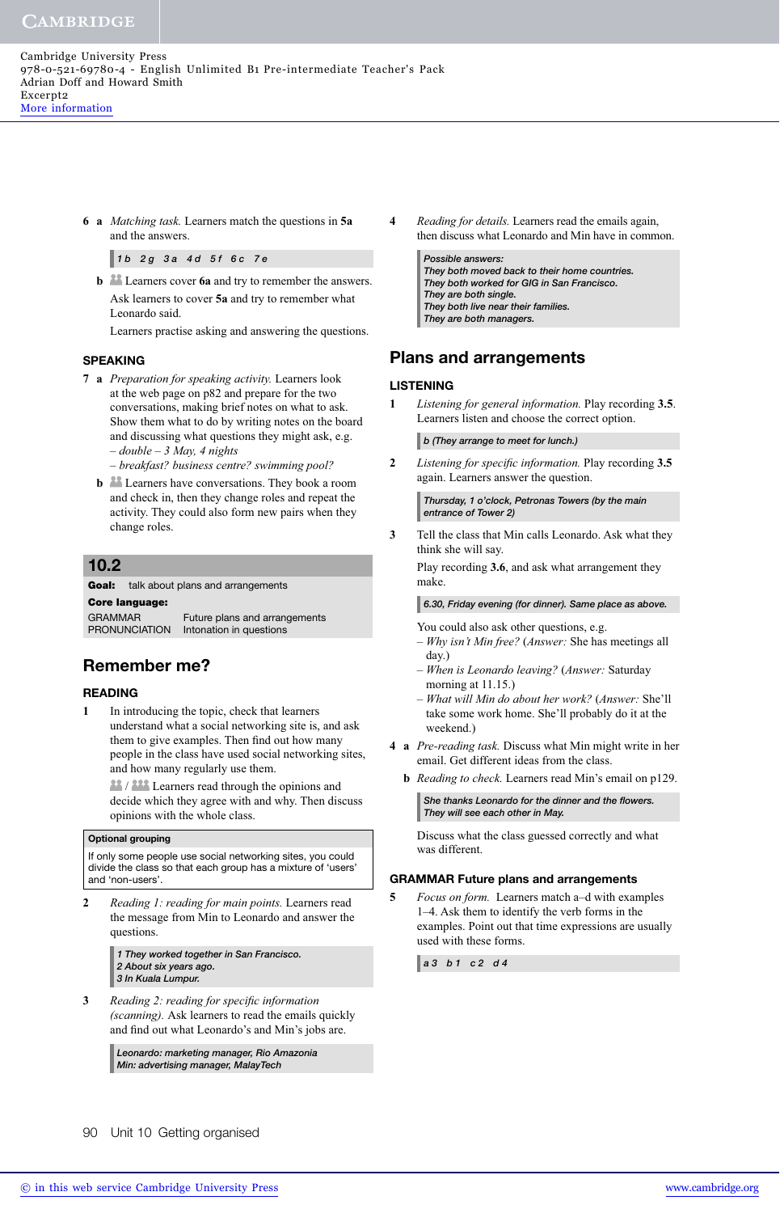**6 a** *Matching task.* Learners match the questions in **5a** and the answers.

> *1 b 2 g 3 a 4 d 5 f 6 c 7 e*

**b** Learners cover **6a** and try to remember the answers.

Ask learners to cover **5a** and try to remember what Leonardo said.

Learners practise asking and answering the questions.

### SPEAKING

**7 a** *Preparation for speaking activity.* Learners look at the web page on p82 and prepare for the two conversations, making brief notes on what to ask. Show them what to do by writing notes on the board and discussing what questions they might ask, e.g.

– *double – 3 May, 4 nights*
– *breakfast? business centre? swimming pool?*

**b** Learners have conversations. They book a room and check in, then they change roles and repeat the activity. They could also form new pairs when they change roles.

## 10.2

**Goal:** talk about plans and arrangements

**Core language:**

| | |
|---|---|
| GRAMMAR | Future plans and arrangements |
| PRONUNCIATION | Intonation in questions |

## Remember me?

### READING

**1** In introducing the topic, check that learners understand what a social networking site is, and ask them to give examples. Then find out how many people in the class have used social networking sites, and how many regularly use them.

/ Learners read through the opinions and decide which they agree with and why. Then discuss opinions with the whole class.

> **Optional grouping**
>
> If only some people use social networking sites, you could divide the class so that each group has a mixture of 'users' and 'non-users'.

**2** *Reading 1: reading for main points.* Learners read the message from Min to Leonardo and answer the questions.

> *1 They worked together in San Francisco.*
> *2 About six years ago.*
> *3 In Kuala Lumpur.*

**3** *Reading 2: reading for specific information (scanning).* Ask learners to read the emails quickly and find out what Leonardo's and Min's jobs are.

> *Leonardo: marketing manager, Rio Amazonia*
> *Min: advertising manager, MalayTech*

**4** *Reading for details.* Learners read the emails again, then discuss what Leonardo and Min have in common.

> *Possible answers:*
> *They both moved back to their home countries.*
> *They both worked for GIG in San Francisco.*
> *They are both single.*
> *They both live near their families.*
> *They are both managers.*

## Plans and arrangements

### LISTENING

**1** *Listening for general information.* Play recording **3.5**. Learners listen and choose the correct option.

> *b (They arrange to meet for lunch.)*

**2** *Listening for specific information.* Play recording **3.5** again. Learners answer the question.

> *Thursday, 1 o'clock, Petronas Towers (by the main entrance of Tower 2)*

**3** Tell the class that Min calls Leonardo. Ask what they think she will say.

Play recording **3.6**, and ask what arrangement they make.

> *6.30, Friday evening (for dinner). Same place as above.*

You could also ask other questions, e.g.

– *Why isn't Min free?* (*Answer:* She has meetings all day.)
– *When is Leonardo leaving?* (*Answer:* Saturday morning at 11.15.)
– *What will Min do about her work?* (*Answer:* She'll take some work home. She'll probably do it at the weekend.)

**4 a** *Pre-reading task.* Discuss what Min might write in her email. Get different ideas from the class.

**b** *Reading to check.* Learners read Min's email on p129.

> *She thanks Leonardo for the dinner and the flowers.*
> *They will see each other in May.*

Discuss what the class guessed correctly and what was different.

### GRAMMAR Future plans and arrangements

**5** *Focus on form.* Learners match a–d with examples 1–4. Ask them to identify the verb forms in the examples. Point out that time expressions are usually used with these forms.

> *a 3 b 1 c 2 d 4*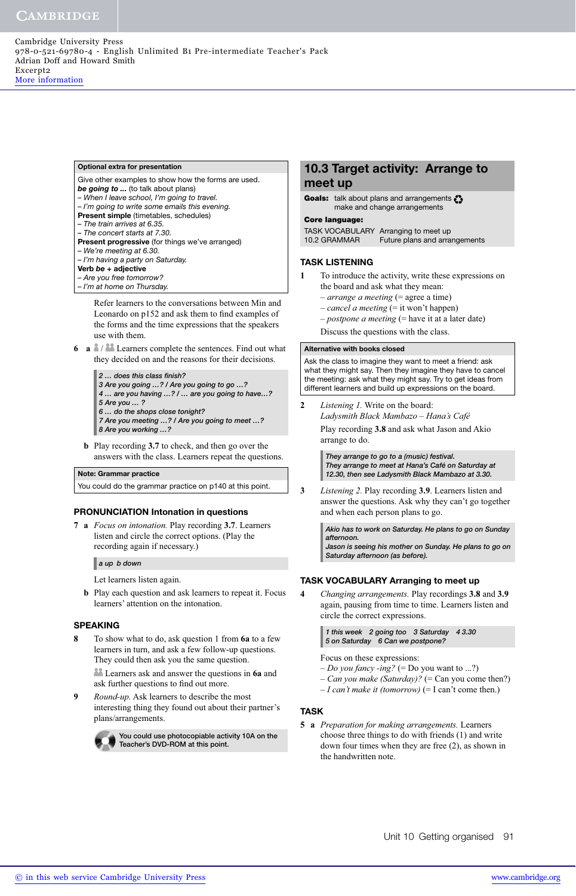**Optional extra for presentation**

Give other examples to show how the forms are used.

***be going to …*** (to talk about plans)
– *When I leave school, I'm going to travel.*
– *I'm going to write some emails this evening.*

**Present simple** (timetables, schedules)
– *The train arrives at 6.35.*
– *The concert starts at 7.30.*

**Present progressive** (for things we've arranged)
– *We're meeting at 6.30.*
– *I'm having a party on Saturday.*

**Verb *be* + adjective**
– *Are you free tomorrow?*
– *I'm at home on Thursday.*

Refer learners to the conversations between Min and Leonardo on p152 and ask them to find examples of the forms and the time expressions that the speakers use with them.

**6 a** Learners complete the sentences. Find out what they decided on and the reasons for their decisions.

*2 … does this class finish?*
*3 Are you going …? / Are you going to go …?*
*4 … are you having …? / … are you going to have…?*
*5 Are you … ?*
*6 … do the shops close tonight?*
*7 Are you meeting …? / Are you going to meet …?*
*8 Are you working …?*

**b** Play recording **3.7** to check, and then go over the answers with the class. Learners repeat the questions.

**Note: Grammar practice**

You could do the grammar practice on p140 at this point.

## PRONUNCIATION Intonation in questions

**7 a** *Focus on intonation.* Play recording **3.7**. Learners listen and circle the correct options. (Play the recording again if necessary.)

*a up b down*

Let learners listen again.

**b** Play each question and ask learners to repeat it. Focus learners' attention on the intonation.

## SPEAKING

**8** To show what to do, ask question 1 from **6a** to a few learners in turn, and ask a few follow-up questions. They could then ask you the same question.

Learners ask and answer the questions in **6a** and ask further questions to find out more.

**9** *Round-up.* Ask learners to describe the most interesting thing they found out about their partner's plans/arrangements.

You could use photocopiable activity 10A on the Teacher's DVD-ROM at this point.

# 10.3 Target activity: Arrange to meet up

**Goals:** talk about plans and arrangements
make and change arrangements

**Core language:**

TASK VOCABULARY Arranging to meet up
10.2 GRAMMAR Future plans and arrangements

## TASK LISTENING

**1** To introduce the activity, write these expressions on the board and ask what they mean:
– *arrange a meeting* (= agree a time)
– *cancel a meeting* (= it won't happen)
– *postpone a meeting* (= have it at a later date)

Discuss the questions with the class.

**Alternative with books closed**

Ask the class to imagine they want to meet a friend: ask what they might say. Then they imagine they have to cancel the meeting: ask what they might say. Try to get ideas from different learners and build up expressions on the board.

**2** *Listening 1.* Write on the board:
*Ladysmith Black Mambazo – Hana's Café*

Play recording **3.8** and ask what Jason and Akio arrange to do.

*They arrange to go to a (music) festival.*
*They arrange to meet at Hana's Café on Saturday at 12.30, then see Ladysmith Black Mambazo at 3.30.*

**3** *Listening 2.* Play recording **3.9**. Learners listen and answer the questions. Ask why they can't go together and when each person plans to go.

*Akio has to work on Saturday. He plans to go on Sunday afternoon.*
*Jason is seeing his mother on Sunday. He plans to go on Saturday afternoon (as before).*

## TASK VOCABULARY Arranging to meet up

**4** *Changing arrangements.* Play recordings **3.8** and **3.9** again, pausing from time to time. Learners listen and circle the correct expressions.

*1 this week 2 going too 3 Saturday 4 3.30*
*5 on Saturday 6 Can we postpone?*

Focus on these expressions:
– *Do you fancy -ing?* (= Do you want to …?)
– *Can you make (Saturday)?* (= Can you come then?)
– *I can't make it (tomorrow)* (= I can't come then.)

## TASK

**5 a** *Preparation for making arrangements.* Learners choose three things to do with friends (1) and write down four times when they are free (2), as shown in the handwritten note.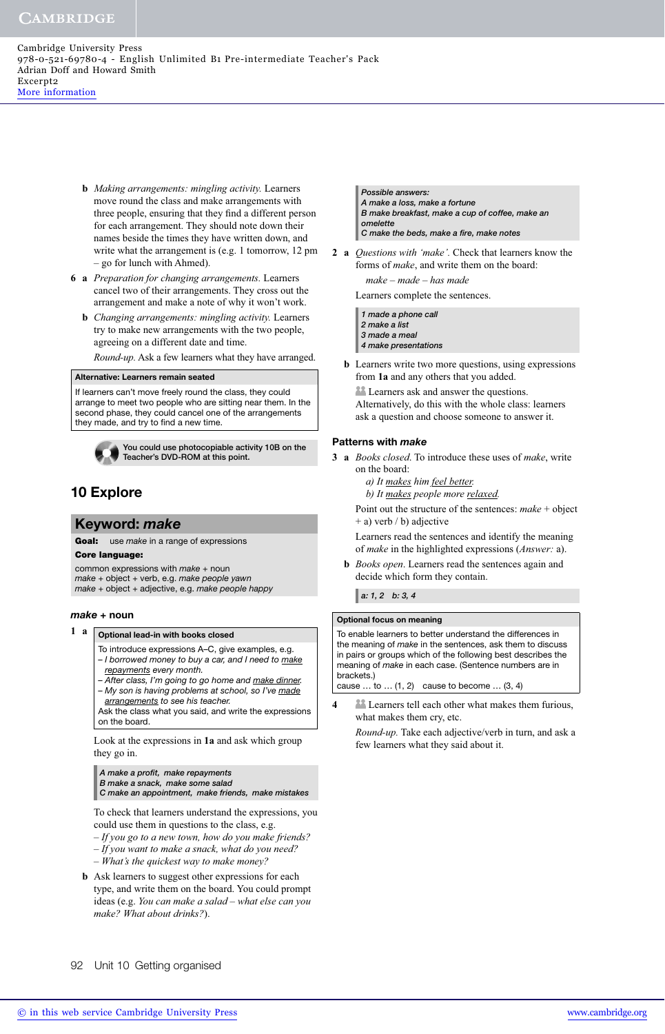**b** *Making arrangements: mingling activity.* Learners move round the class and make arrangements with three people, ensuring that they find a different person for each arrangement. They should note down their names beside the times they have written down, and write what the arrangement is (e.g. 1 tomorrow, 12 pm – go for lunch with Ahmed).

**6 a** *Preparation for changing arrangements.* Learners cancel two of their arrangements. They cross out the arrangement and make a note of why it won't work.

**b** *Changing arrangements: mingling activity.* Learners try to make new arrangements with the two people, agreeing on a different date and time.

*Round-up.* Ask a few learners what they have arranged.

> **Alternative: Learners remain seated**
>
> If learners can't move freely round the class, they could arrange to meet two people who are sitting near them. In the second phase, they could cancel one of the arrangements they made, and try to find a new time.

**You could use photocopiable activity 10B on the Teacher's DVD-ROM at this point.**

## 10 Explore

### Keyword: *make*

**Goal:** use *make* in a range of expressions

**Core language:**

common expressions with *make* + noun
*make* + object + verb, e.g. *make people yawn*
*make* + object + adjective, e.g. *make people happy*

#### *make* + noun

**1 a**

> **Optional lead-in with books closed**
>
> To introduce expressions A–C, give examples, e.g.
> – *I borrowed money to buy a car, and I need to make repayments every month.*
> – *After class, I'm going to go home and make dinner.*
> – *My son is having problems at school, so I've made arrangements to see his teacher.*
>
> Ask the class what you said, and write the expressions on the board.

Look at the expressions in **1a** and ask which group they go in.

> *A make a profit, make repayments*
> *B make a snack, make some salad*
> *C make an appointment, make friends, make mistakes*

To check that learners understand the expressions, you could use them in questions to the class, e.g.
– *If you go to a new town, how do you make friends?*
– *If you want to make a snack, what do you need?*
– *What's the quickest way to make money?*

**b** Ask learners to suggest other expressions for each type, and write them on the board. You could prompt ideas (e.g. *You can make a salad – what else can you make? What about drinks?*).

> *Possible answers:*
> *A make a loss, make a fortune*
> *B make breakfast, make a cup of coffee, make an omelette*
> *C make the beds, make a fire, make notes*

**2 a** *Questions with 'make'.* Check that learners know the forms of *make*, and write them on the board:

*make – made – has made*

Learners complete the sentences.

> *1 made a phone call*
> *2 make a list*
> *3 made a meal*
> *4 make presentations*

**b** Learners write two more questions, using expressions from **1a** and any others that you added.

Learners ask and answer the questions. Alternatively, do this with the whole class: learners ask a question and choose someone to answer it.

#### Patterns with *make*

**3 a** *Books closed.* To introduce these uses of *make*, write on the board:

*a) It makes him feel better.*
*b) It makes people more relaxed.*

Point out the structure of the sentences: *make* + object + a) verb / b) adjective

Learners read the sentences and identify the meaning of *make* in the highlighted expressions (*Answer:* a).

**b** *Books open.* Learners read the sentences again and decide which form they contain.

> *a: 1, 2 b: 3, 4*

> **Optional focus on meaning**
>
> To enable learners to better understand the differences in the meaning of *make* in the sentences, ask them to discuss in pairs or groups which of the following best describes the meaning of *make* in each case. (Sentence numbers are in brackets.)
> cause … to … (1, 2) cause to become … (3, 4)

**4** Learners tell each other what makes them furious, what makes them cry, etc.

*Round-up.* Take each adjective/verb in turn, and ask a few learners what they said about it.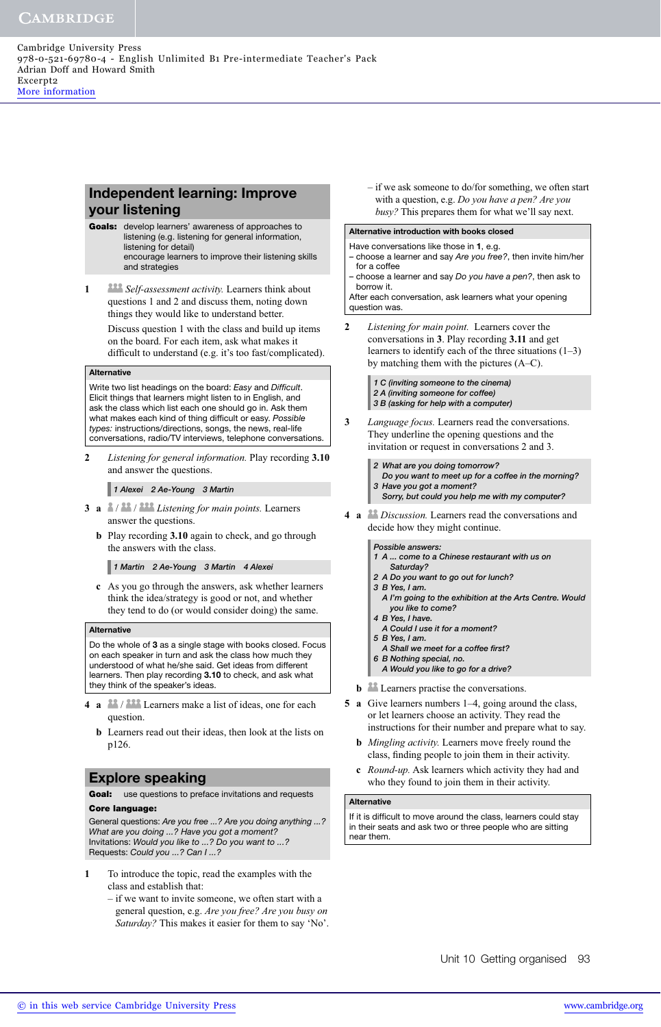## Independent learning: Improve your listening

**Goals:** develop learners' awareness of approaches to listening (e.g. listening for general information, listening for detail)
encourage learners to improve their listening skills and strategies

**1** *Self-assessment activity.* Learners think about questions 1 and 2 and discuss them, noting down things they would like to understand better.

Discuss question 1 with the class and build up items on the board. For each item, ask what makes it difficult to understand (e.g. it's too fast/complicated).

**Alternative**

Write two list headings on the board: *Easy* and *Difficult*. Elicit things that learners might listen to in English, and ask the class which list each one should go in. Ask them what makes each kind of thing difficult or easy. *Possible types:* instructions/directions, songs, the news, real-life conversations, radio/TV interviews, telephone conversations.

**2** *Listening for general information.* Play recording **3.10** and answer the questions.

*1 Alexei 2 Ae-Young 3 Martin*

**3 a** *Listening for main points.* Learners answer the questions.

**b** Play recording **3.10** again to check, and go through the answers with the class.

*1 Martin 2 Ae-Young 3 Martin 4 Alexei*

**c** As you go through the answers, ask whether learners think the idea/strategy is good or not, and whether they tend to do (or would consider doing) the same.

**Alternative**

Do the whole of **3** as a single stage with books closed. Focus on each speaker in turn and ask the class how much they understood of what he/she said. Get ideas from different learners. Then play recording **3.10** to check, and ask what they think of the speaker's ideas.

**4 a** Learners make a list of ideas, one for each question.

**b** Learners read out their ideas, then look at the lists on p126.

## Explore speaking

**Goal:** use questions to preface invitations and requests

**Core language:**

General questions: *Are you free ...? Are you doing anything ...? What are you doing ...? Have you got a moment?*
Invitations: *Would you like to ...? Do you want to ...?*
Requests: *Could you ...? Can I ...?*

**1** To introduce the topic, read the examples with the class and establish that:

– if we want to invite someone, we often start with a general question, e.g. *Are you free? Are you busy on Saturday?* This makes it easier for them to say 'No'.

– if we ask someone to do/for something, we often start with a question, e.g. *Do you have a pen? Are you busy?* This prepares them for what we'll say next.

**Alternative introduction with books closed**

Have conversations like those in **1**, e.g.
– choose a learner and say *Are you free?*, then invite him/her for a coffee
– choose a learner and say *Do you have a pen?*, then ask to borrow it.
After each conversation, ask learners what your opening question was.

**2** *Listening for main point.* Learners cover the conversations in **3**. Play recording **3.11** and get learners to identify each of the three situations (1–3) by matching them with the pictures (A–C).

*1 C (inviting someone to the cinema)*
*2 A (inviting someone for coffee)*
*3 B (asking for help with a computer)*

**3** *Language focus.* Learners read the conversations. They underline the opening questions and the invitation or request in conversations 2 and 3.

*2 What are you doing tomorrow?*
*Do you want to meet up for a coffee in the morning?*
*3 Have you got a moment?*
*Sorry, but could you help me with my computer?*

**4 a** *Discussion.* Learners read the conversations and decide how they might continue.

*Possible answers:*
*1 A ... come to a Chinese restaurant with us on Saturday?*
*2 A Do you want to go out for lunch?*
*3 B Yes, I am.*
*A I'm going to the exhibition at the Arts Centre. Would you like to come?*
*4 B Yes, I have.*
*A Could I use it for a moment?*
*5 B Yes, I am.*
*A Shall we meet for a coffee first?*
*6 B Nothing special, no.*
*A Would you like to go for a drive?*

**b** Learners practise the conversations.

**5 a** Give learners numbers 1–4, going around the class, or let learners choose an activity. They read the instructions for their number and prepare what to say.

**b** *Mingling activity.* Learners move freely round the class, finding people to join them in their activity.

**c** *Round-up.* Ask learners which activity they had and who they found to join them in their activity.

**Alternative**

If it is difficult to move around the class, learners could stay in their seats and ask two or three people who are sitting near them.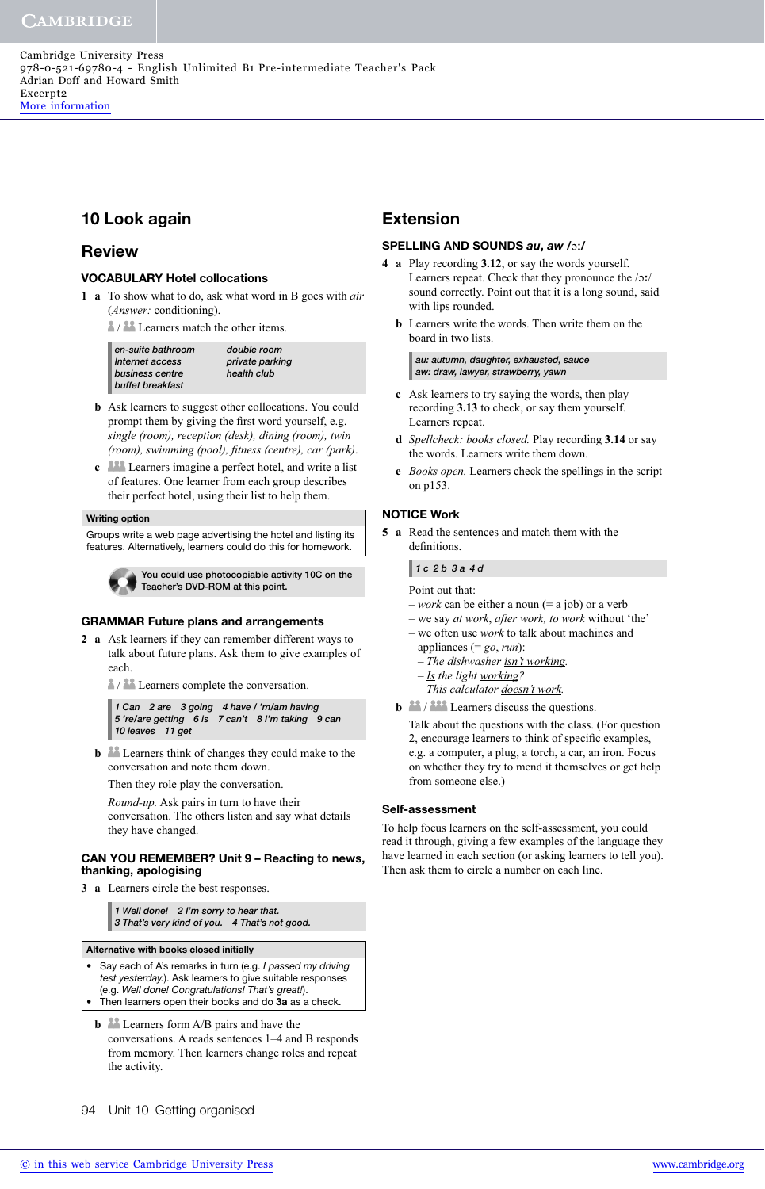# 10 Look again

## Review

### VOCABULARY Hotel collocations

**1 a** To show what to do, ask what word in B goes with *air* (*Answer:* conditioning).

Learners match the other items.

> *en-suite bathroom* *double room*
> *Internet access* *private parking*
> *business centre* *health club*
> *buffet breakfast*

**b** Ask learners to suggest other collocations. You could prompt them by giving the first word yourself, e.g. *single (room), reception (desk), dining (room), twin (room), swimming (pool), fitness (centre), car (park).*

**c** Learners imagine a perfect hotel, and write a list of features. One learner from each group describes their perfect hotel, using their list to help them.

> **Writing option**
> Groups write a web page advertising the hotel and listing its features. Alternatively, learners could do this for homework.

You could use photocopiable activity 10C on the Teacher's DVD-ROM at this point.

### GRAMMAR Future plans and arrangements

**2 a** Ask learners if they can remember different ways to talk about future plans. Ask them to give examples of each.

Learners complete the conversation.

> *1 Can 2 are 3 going 4 have / 'm/am having 5 're/are getting 6 is 7 can't 8 I'm taking 9 can 10 leaves 11 get*

**b** Learners think of changes they could make to the conversation and note them down.

Then they role play the conversation.

*Round-up.* Ask pairs in turn to have their conversation. The others listen and say what details they have changed.

### CAN YOU REMEMBER? Unit 9 – Reacting to news, thanking, apologising

**3 a** Learners circle the best responses.

> *1 Well done! 2 I'm sorry to hear that. 3 That's very kind of you. 4 That's not good.*

> **Alternative with books closed initially**
> - Say each of A's remarks in turn (e.g. *I passed my driving test yesterday.*). Ask learners to give suitable responses (e.g. *Well done! Congratulations! That's great!*).
> - Then learners open their books and do **3a** as a check.

**b** Learners form A/B pairs and have the conversations. A reads sentences 1–4 and B responds from memory. Then learners change roles and repeat the activity.

## Extension

### SPELLING AND SOUNDS *au, aw* /ɔː/

**4 a** Play recording **3.12**, or say the words yourself. Learners repeat. Check that they pronounce the /ɔː/ sound correctly. Point out that it is a long sound, said with lips rounded.

**b** Learners write the words. Then write them on the board in two lists.

> *au: autumn, daughter, exhausted, sauce*
> *aw: draw, lawyer, strawberry, yawn*

**c** Ask learners to try saying the words, then play recording **3.13** to check, or say them yourself. Learners repeat.

**d** *Spellcheck: books closed.* Play recording **3.14** or say the words. Learners write them down.

**e** *Books open.* Learners check the spellings in the script on p153.

### NOTICE Work

**5 a** Read the sentences and match them with the definitions.

> *1 c 2 b 3 a 4 d*

Point out that:
- *work* can be either a noun (= a job) or a verb
- we say *at work, after work, to work* without 'the'
- we often use *work* to talk about machines and appliances (= *go, run*):
  - *The dishwasher isn't working.*
  - *Is the light working?*
  - *This calculator doesn't work.*

**b** Learners discuss the questions.

Talk about the questions with the class. (For question 2, encourage learners to think of specific examples, e.g. a computer, a plug, a torch, a car, an iron. Focus on whether they try to mend it themselves or get help from someone else.)

### Self-assessment

To help focus learners on the self-assessment, you could read it through, giving a few examples of the language they have learned in each section (or asking learners to tell you). Then ask them to circle a number on each line.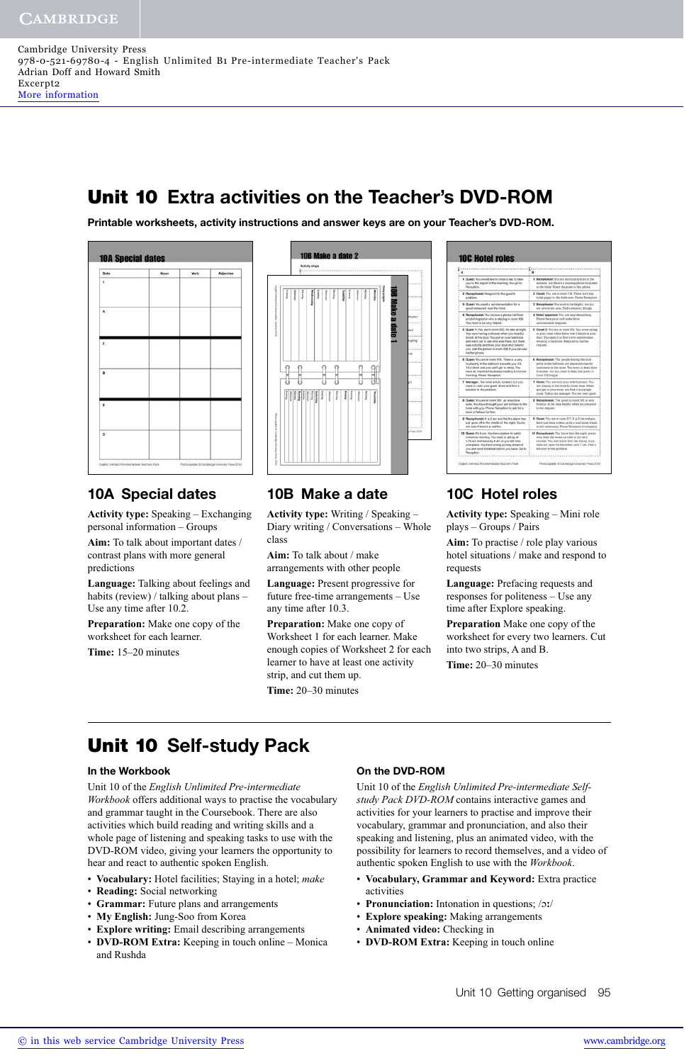# Unit 10 Extra activities on the Teacher's DVD-ROM

**Printable worksheets, activity instructions and answer keys are on your Teacher's DVD-ROM.**

## 10A Special dates

**Activity type:** Speaking – Exchanging personal information – Groups

**Aim:** To talk about important dates / contrast plans with more general predictions

**Language:** Talking about feelings and habits (review) / talking about plans – Use any time after 10.2.

**Preparation:** Make one copy of the worksheet for each learner.

**Time:** 15–20 minutes

## 10B Make a date

**Activity type:** Writing / Speaking – Diary writing / Conversations – Whole class

**Aim:** To talk about / make arrangements with other people

**Language:** Present progressive for future free-time arrangements – Use any time after 10.3.

**Preparation:** Make one copy of Worksheet 1 for each learner. Make enough copies of Worksheet 2 for each learner to have at least one activity strip, and cut them up.

**Time:** 20–30 minutes

## 10C Hotel roles

**Activity type:** Speaking – Mini role plays – Groups / Pairs

**Aim:** To practise / role play various hotel situations / make and respond to requests

**Language:** Prefacing requests and responses for politeness – Use any time after Explore speaking.

**Preparation** Make one copy of the worksheet for every two learners. Cut into two strips, A and B.

**Time:** 20–30 minutes

# Unit 10 Self-study Pack

### In the Workbook

Unit 10 of the *English Unlimited Pre-intermediate Workbook* offers additional ways to practise the vocabulary and grammar taught in the Coursebook. There are also activities which build reading and writing skills and a whole page of listening and speaking tasks to use with the DVD-ROM video, giving your learners the opportunity to hear and react to authentic spoken English.

- **Vocabulary:** Hotel facilities; Staying in a hotel; *make*
- **Reading:** Social networking
- **Grammar:** Future plans and arrangements
- **My English:** Jung-Soo from Korea
- **Explore writing:** Email describing arrangements
- **DVD-ROM Extra:** Keeping in touch online – Monica and Rushda

### On the DVD-ROM

Unit 10 of the *English Unlimited Pre-intermediate Self-study Pack DVD-ROM* contains interactive games and activities for your learners to practise and improve their vocabulary, grammar and pronunciation, and also their speaking and listening, plus an animated video, the possibility for learners to record themselves, and a video of authentic spoken English to use with the *Workbook*.

- **Vocabulary, Grammar and Keyword:** Extra practice activities
- **Pronunciation:** Intonation in questions; /ɔː/
- **Explore speaking:** Making arrangements
- **Animated video:** Checking in
- **DVD-ROM Extra:** Keeping in touch online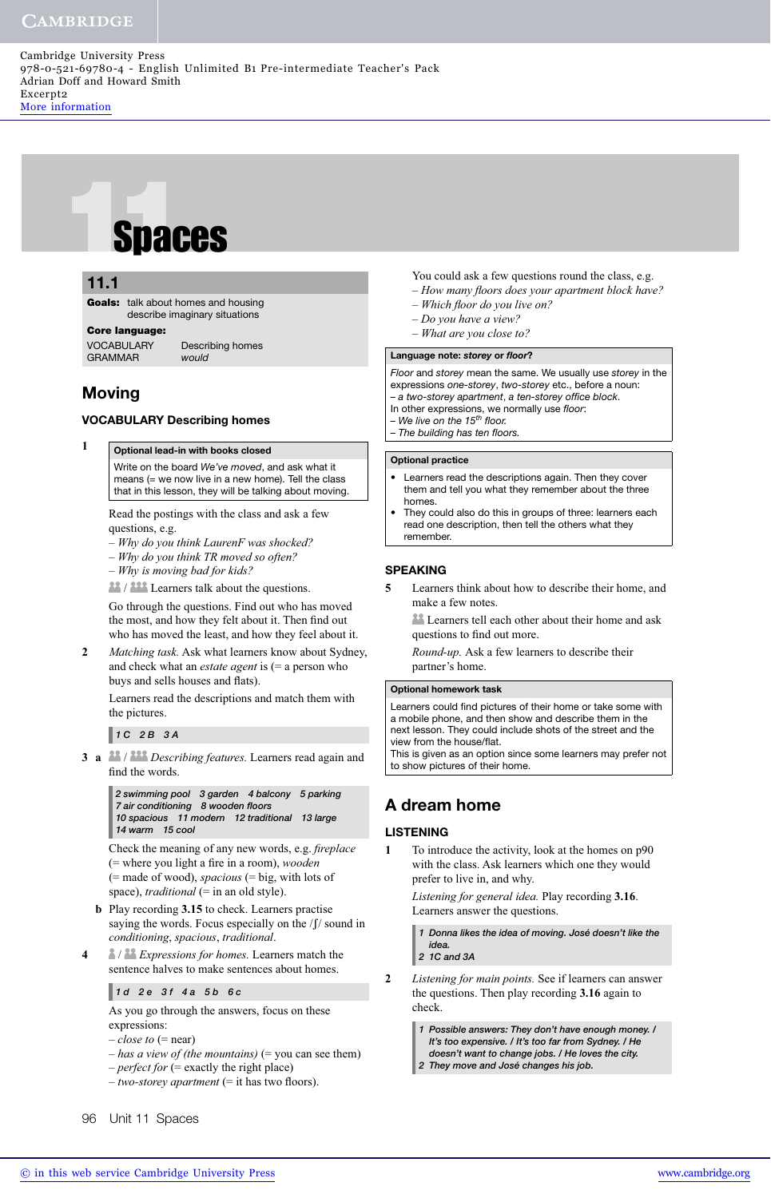Cambridge University Press
978-0-521-69780-4 - English Unlimited B1 Pre-intermediate Teacher's Pack
Adrian Doff and Howard Smith
Excerpt2
More information

# 11 Spaces

## 11.1

**Goals:** talk about homes and housing
describe imaginary situations

**Core language:**

VOCABULARY Describing homes
GRAMMAR *would*

## Moving

### VOCABULARY Describing homes

**1**

**Optional lead-in with books closed**

Write on the board *We've moved*, and ask what it means (= we now live in a new home). Tell the class that in this lesson, they will be talking about moving.

Read the postings with the class and ask a few questions, e.g.
– *Why do you think LaurenF was shocked?*
– *Why do you think TR moved so often?*
– *Why is moving bad for kids?*

Learners talk about the questions.

Go through the questions. Find out who has moved the most, and how they felt about it. Then find out who has moved the least, and how they feel about it.

**2** *Matching task.* Ask what learners know about Sydney, and check what an *estate agent* is (= a person who buys and sells houses and flats).

Learners read the descriptions and match them with the pictures.

*1 C 2 B 3 A*

**3 a** *Describing features.* Learners read again and find the words.

*2 swimming pool 3 garden 4 balcony 5 parking*
*7 air conditioning 8 wooden floors*
*10 spacious 11 modern 12 traditional 13 large*
*14 warm 15 cool*

Check the meaning of any new words, e.g. *fireplace* (= where you light a fire in a room), *wooden* (= made of wood), *spacious* (= big, with lots of space), *traditional* (= in an old style).

**b** Play recording **3.15** to check. Learners practise saying the words. Focus especially on the /ʃ/ sound in *conditioning*, *spacious*, *traditional*.

**4** *Expressions for homes.* Learners match the sentence halves to make sentences about homes.

*1 d 2 e 3 f 4 a 5 b 6 c*

As you go through the answers, focus on these expressions:
– *close to* (= near)
– *has a view of (the mountains)* (= you can see them)
– *perfect for* (= exactly the right place)
– *two-storey apartment* (= it has two floors).

You could ask a few questions round the class, e.g.
– *How many floors does your apartment block have?*
– *Which floor do you live on?*
– *Do you have a view?*
– *What are you close to?*

**Language note: *storey* or *floor*?**

*Floor* and *storey* mean the same. We usually use *storey* in the expressions *one-storey*, *two-storey* etc., before a noun:
– *a two-storey apartment*, *a ten-storey office block*.
In other expressions, we normally use *floor*:
– *We live on the 15th floor.*
– *The building has ten floors.*

**Optional practice**

- Learners read the descriptions again. Then they cover them and tell you what they remember about the three homes.
- They could also do this in groups of three: learners each read one description, then tell the others what they remember.

### SPEAKING

**5** Learners think about how to describe their home, and make a few notes.

Learners tell each other about their home and ask questions to find out more.

*Round-up.* Ask a few learners to describe their partner's home.

**Optional homework task**

Learners could find pictures of their home or take some with a mobile phone, and then show and describe them in the next lesson. They could include shots of the street and the view from the house/flat.
This is given as an option since some learners may prefer not to show pictures of their home.

## A dream home

### LISTENING

**1** To introduce the activity, look at the homes on p90 with the class. Ask learners which one they would prefer to live in, and why.

*Listening for general idea.* Play recording **3.16**. Learners answer the questions.

*1 Donna likes the idea of moving. José doesn't like the idea.*
*2 1C and 3A*

**2** *Listening for main points.* See if learners can answer the questions. Then play recording **3.16** again to check.

*1 Possible answers: They don't have enough money. / It's too expensive. / It's too far from Sydney. / He doesn't want to change jobs. / He loves the city.*
*2 They move and José changes his job.*

Unit 11 Spaces

© in this web service Cambridge University Press www.cambridge.org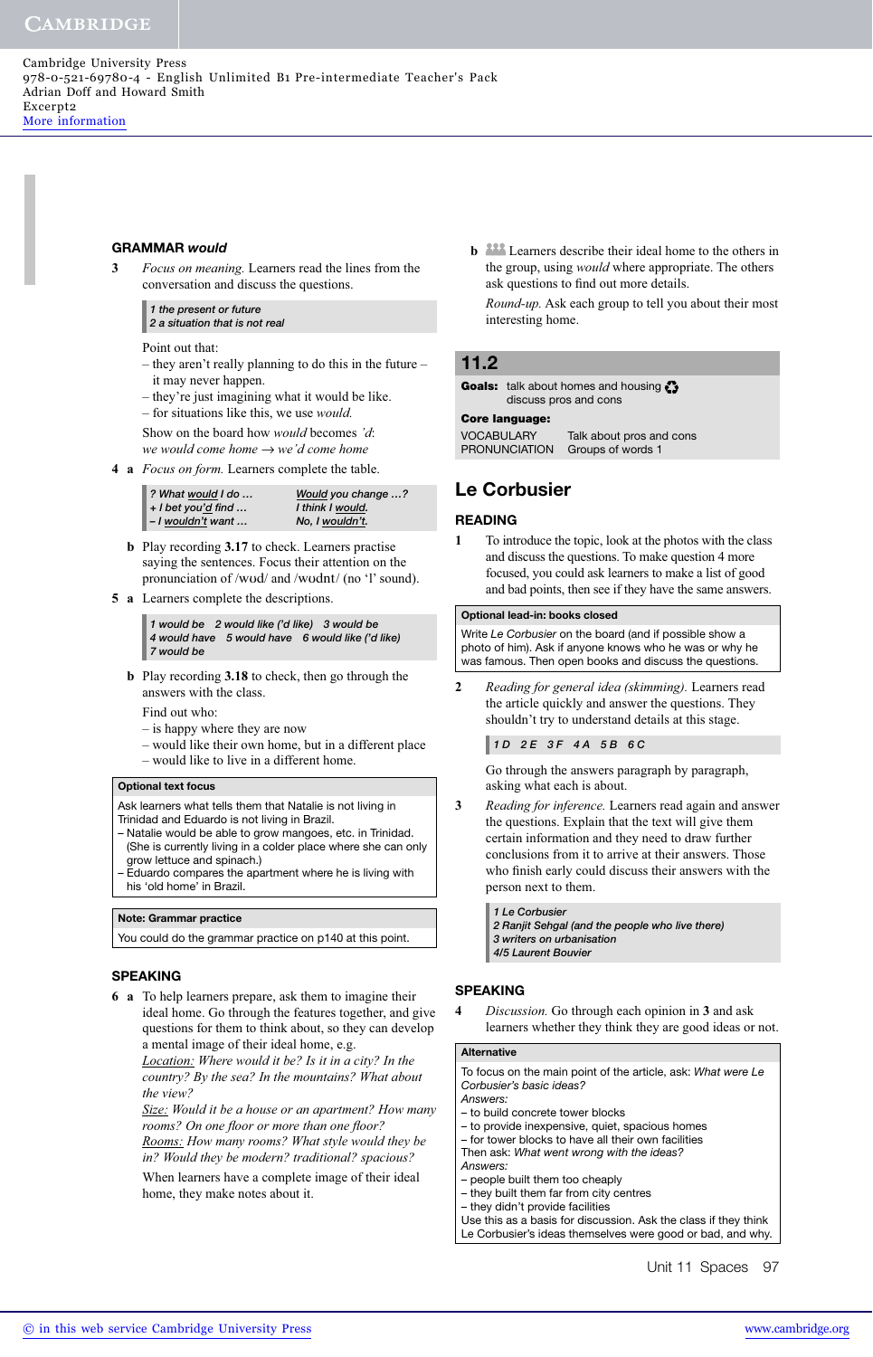## GRAMMAR *would*

**3** *Focus on meaning.* Learners read the lines from the conversation and discuss the questions.

> *1 the present or future*
> *2 a situation that is not real*

Point out that:

- they aren't really planning to do this in the future – it may never happen.
- they're just imagining what it would be like.
- for situations like this, we use *would.*

Show on the board how *would* becomes *'d*:
*we would come home* → *we'd come home*

**4 a** *Focus on form.* Learners complete the table.

| | |
|---|---|
| *? What would I do …* | *Would you change …?* |
| *+ I bet you'd find …* | *I think I would.* |
| *– I wouldn't want …* | *No, I wouldn't.* |

**b** Play recording **3.17** to check. Learners practise saying the sentences. Focus their attention on the pronunciation of /wʊd/ and /wʊdnt/ (no 'l' sound).

**5 a** Learners complete the descriptions.

> *1 would be 2 would like ('d like) 3 would be*
> *4 would have 5 would have 6 would like ('d like)*
> *7 would be*

**b** Play recording **3.18** to check, then go through the answers with the class.

Find out who:

- is happy where they are now
- would like their own home, but in a different place
- would like to live in a different home.

> **Optional text focus**
>
> Ask learners what tells them that Natalie is not living in Trinidad and Eduardo is not living in Brazil.
> – Natalie would be able to grow mangoes, etc. in Trinidad. (She is currently living in a colder place where she can only grow lettuce and spinach.)
> – Eduardo compares the apartment where he is living with his 'old home' in Brazil.

> **Note: Grammar practice**
>
> You could do the grammar practice on p140 at this point.

## SPEAKING

**6 a** To help learners prepare, ask them to imagine their ideal home. Go through the features together, and give questions for them to think about, so they can develop a mental image of their ideal home, e.g.

*Location: Where would it be? Is it in a city? In the country? By the sea? In the mountains? What about the view?*

*Size: Would it be a house or an apartment? How many rooms? On one floor or more than one floor?*

*Rooms: How many rooms? What style would they be in? Would they be modern? traditional? spacious?*

When learners have a complete image of their ideal home, they make notes about it.

**b** Learners describe their ideal home to the others in the group, using *would* where appropriate. The others ask questions to find out more details.

*Round-up.* Ask each group to tell you about their most interesting home.

## 11.2

**Goals:** talk about homes and housing
discuss pros and cons

**Core language:**

| | |
|---|---|
| VOCABULARY | Talk about pros and cons |
| PRONUNCIATION | Groups of words 1 |

# Le Corbusier

## READING

**1** To introduce the topic, look at the photos with the class and discuss the questions. To make question 4 more focused, you could ask learners to make a list of good and bad points, then see if they have the same answers.

> **Optional lead-in: books closed**
>
> Write *Le Corbusier* on the board (and if possible show a photo of him). Ask if anyone knows who he was or why he was famous. Then open books and discuss the questions.

**2** *Reading for general idea (skimming).* Learners read the article quickly and answer the questions. They shouldn't try to understand details at this stage.

> *1 D 2 E 3 F 4 A 5 B 6 C*

Go through the answers paragraph by paragraph, asking what each is about.

**3** *Reading for inference.* Learners read again and answer the questions. Explain that the text will give them certain information and they need to draw further conclusions from it to arrive at their answers. Those who finish early could discuss their answers with the person next to them.

> *1 Le Corbusier*
> *2 Ranjit Sehgal (and the people who live there)*
> *3 writers on urbanisation*
> *4/5 Laurent Bouvier*

## SPEAKING

**4** *Discussion.* Go through each opinion in **3** and ask learners whether they think they are good ideas or not.

> **Alternative**
>
> To focus on the main point of the article, ask: *What were Le Corbusier's basic ideas?*
> *Answers:*
> – to build concrete tower blocks
> – to provide inexpensive, quiet, spacious homes
> – for tower blocks to have all their own facilities
> Then ask: *What went wrong with the ideas?*
> *Answers:*
> – people built them too cheaply
> – they built them far from city centres
> – they didn't provide facilities
> Use this as a basis for discussion. Ask the class if they think Le Corbusier's ideas themselves were good or bad, and why.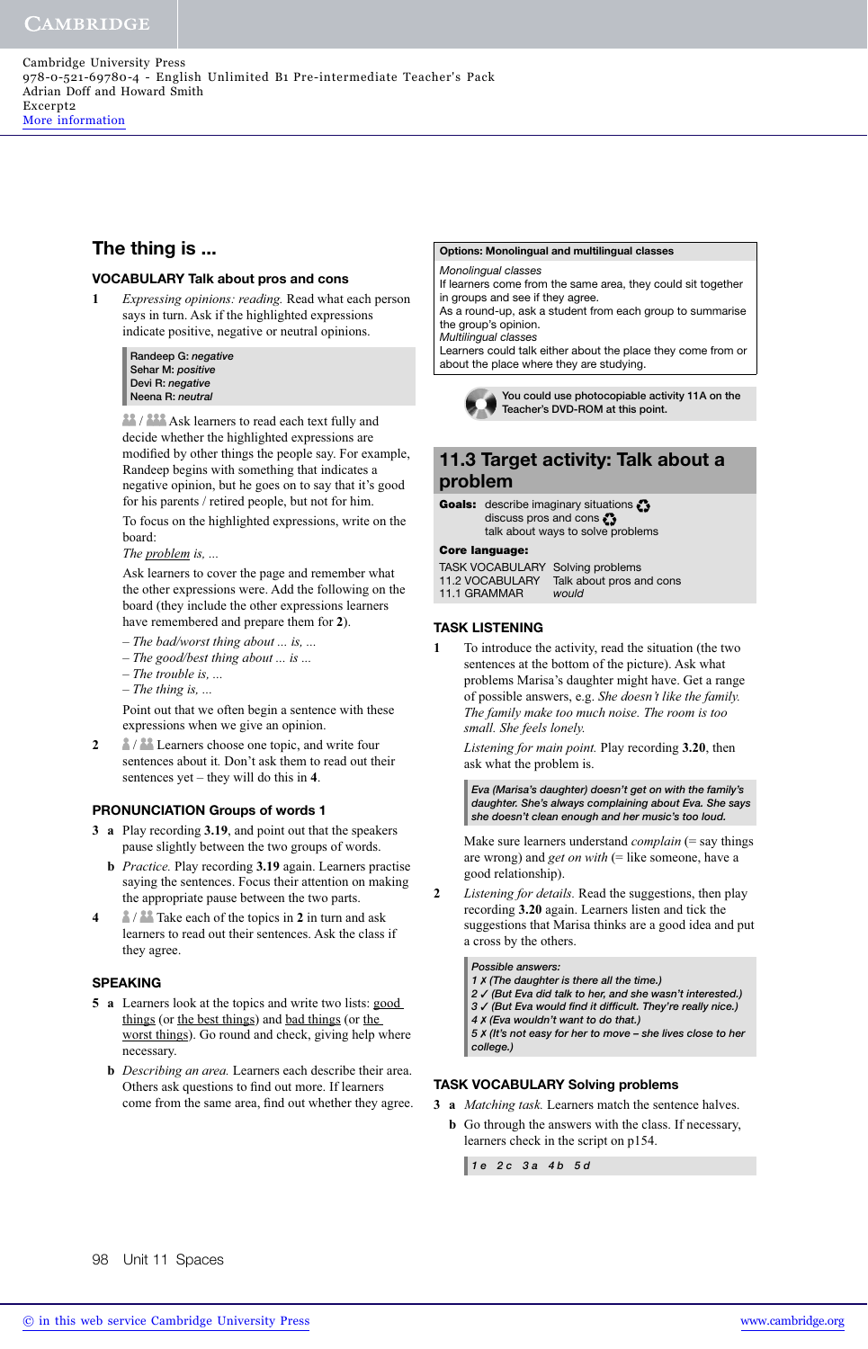## The thing is ...

### VOCABULARY Talk about pros and cons

**1** *Expressing opinions: reading.* Read what each person says in turn. Ask if the highlighted expressions indicate positive, negative or neutral opinions.

> Randeep G: *negative*
> Sehar M: *positive*
> Devi R: *negative*
> Neena R: *neutral*

Ask learners to read each text fully and decide whether the highlighted expressions are modified by other things the people say. For example, Randeep begins with something that indicates a negative opinion, but he goes on to say that it's good for his parents / retired people, but not for him.

To focus on the highlighted expressions, write on the board:

*The* problem *is, ...*

Ask learners to cover the page and remember what the other expressions were. Add the following on the board (they include the other expressions learners have remembered and prepare them for **2**).

– *The bad/worst thing about ... is, ...*
– *The good/best thing about ... is ...*
– *The trouble is, ...*
– *The thing is, ...*

Point out that we often begin a sentence with these expressions when we give an opinion.

**2** Learners choose one topic, and write four sentences about it. Don't ask them to read out their sentences yet – they will do this in **4**.

### PRONUNCIATION Groups of words 1

**3 a** Play recording **3.19**, and point out that the speakers pause slightly between the two groups of words.

**b** *Practice.* Play recording **3.19** again. Learners practise saying the sentences. Focus their attention on making the appropriate pause between the two parts.

**4** Take each of the topics in **2** in turn and ask learners to read out their sentences. Ask the class if they agree.

### SPEAKING

**5 a** Learners look at the topics and write two lists: good things (or the best things) and bad things (or the worst things). Go round and check, giving help where necessary.

**b** *Describing an area.* Learners each describe their area. Others ask questions to find out more. If learners come from the same area, find out whether they agree.

**Options: Monolingual and multilingual classes**

*Monolingual classes*
If learners come from the same area, they could sit together in groups and see if they agree.
As a round-up, ask a student from each group to summarise the group's opinion.
*Multilingual classes*
Learners could talk either about the place they come from or about the place where they are studying.

You could use photocopiable activity 11A on the Teacher's DVD-ROM at this point.

## 11.3 Target activity: Talk about a problem

**Goals:** describe imaginary situations
discuss pros and cons
talk about ways to solve problems

**Core language:**

| | |
|---|---|
| TASK VOCABULARY | Solving problems |
| 11.2 VOCABULARY | Talk about pros and cons |
| 11.1 GRAMMAR | *would* |

### TASK LISTENING

**1** To introduce the activity, read the situation (the two sentences at the bottom of the picture). Ask what problems Marisa's daughter might have. Get a range of possible answers, e.g. *She doesn't like the family. The family make too much noise. The room is too small. She feels lonely.*

*Listening for main point.* Play recording **3.20**, then ask what the problem is.

> *Eva (Marisa's daughter) doesn't get on with the family's daughter. She's always complaining about Eva. She says she doesn't clean enough and her music's too loud.*

Make sure learners understand *complain* (= say things are wrong) and *get on with* (= like someone, have a good relationship).

**2** *Listening for details.* Read the suggestions, then play recording **3.20** again. Learners listen and tick the suggestions that Marisa thinks are a good idea and put a cross by the others.

> *Possible answers:*
> *1 ✗ (The daughter is there all the time.)*
> *2 ✓ (But Eva did talk to her, and she wasn't interested.)*
> *3 ✓ (But Eva would find it difficult. They're really nice.)*
> *4 ✗ (Eva wouldn't want to do that.)*
> *5 ✗ (It's not easy for her to move – she lives close to her college.)*

### TASK VOCABULARY Solving problems

**3 a** *Matching task.* Learners match the sentence halves.

**b** Go through the answers with the class. If necessary, learners check in the script on p154.

> *1 e 2 c 3 a 4 b 5 d*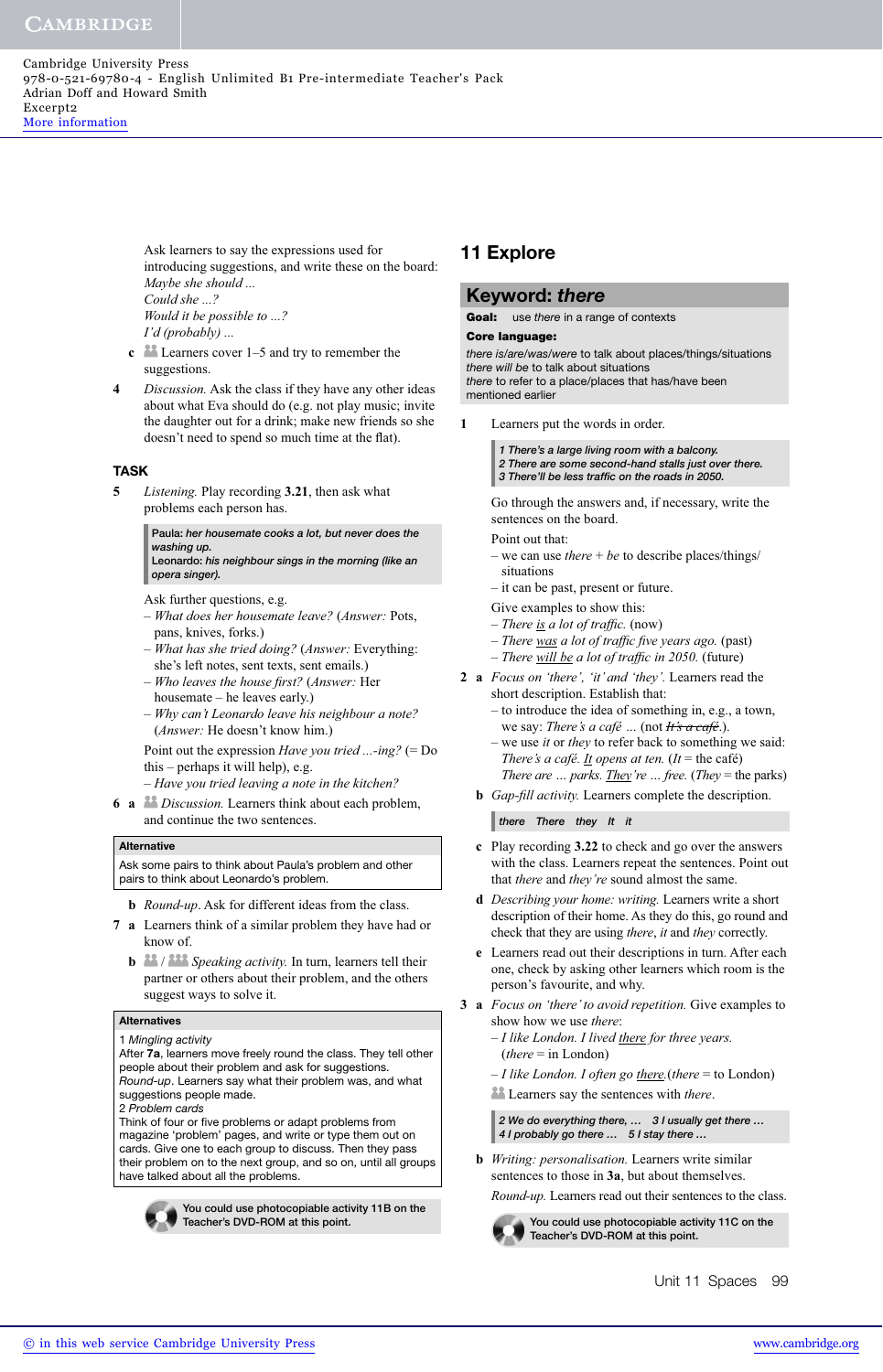Ask learners to say the expressions used for introducing suggestions, and write these on the board:
*Maybe she should ...*
*Could she ...?*
*Would it be possible to ...?*
*I'd (probably) ...*

**c** Learners cover 1–5 and try to remember the suggestions.

**4** *Discussion.* Ask the class if they have any other ideas about what Eva should do (e.g. not play music; invite the daughter out for a drink; make new friends so she doesn't need to spend so much time at the flat).

## TASK

**5** *Listening.* Play recording **3.21**, then ask what problems each person has.

> Paula: *her housemate cooks a lot, but never does the washing up.*
> Leonardo: *his neighbour sings in the morning (like an opera singer).*

Ask further questions, e.g.

- *What does her housemate leave?* (*Answer:* Pots, pans, knives, forks.)
- *What has she tried doing?* (*Answer:* Everything: she's left notes, sent texts, sent emails.)
- *Who leaves the house first?* (*Answer:* Her housemate – he leaves early.)
- *Why can't Leonardo leave his neighbour a note?* (*Answer:* He doesn't know him.)

Point out the expression *Have you tried ...-ing?* (= Do this – perhaps it will help), e.g.

- *Have you tried leaving a note in the kitchen?*

**6 a** *Discussion.* Learners think about each problem, and continue the two sentences.

> **Alternative**
> Ask some pairs to think about Paula's problem and other pairs to think about Leonardo's problem.

**b** *Round-up.* Ask for different ideas from the class.

**7 a** Learners think of a similar problem they have had or know of.

**b** / *Speaking activity.* In turn, learners tell their partner or others about their problem, and the others suggest ways to solve it.

> **Alternatives**
> 1 *Mingling activity*
> After **7a**, learners move freely round the class. They tell other people about their problem and ask for suggestions.
> *Round-up.* Learners say what their problem was, and what suggestions people made.
> 2 *Problem cards*
> Think of four or five problems or adapt problems from magazine 'problem' pages, and write or type them out on cards. Give one to each group to discuss. Then they pass their problem on to the next group, and so on, until all groups have talked about all the problems.

> You could use photocopiable activity 11B on the Teacher's DVD-ROM at this point.

# 11 Explore

## Keyword: *there*

**Goal:** use *there* in a range of contexts

**Core language:**
*there is/are/was/were* to talk about places/things/situations
*there will be* to talk about situations
*there* to refer to a place/places that has/have been mentioned earlier

**1** Learners put the words in order.

> *1 There's a large living room with a balcony.*
> *2 There are some second-hand stalls just over there.*
> *3 There'll be less traffic on the roads in 2050.*

Go through the answers and, if necessary, write the sentences on the board.

Point out that:

- we can use *there* + *be* to describe places/things/situations
- it can be past, present or future.

Give examples to show this:

- *There is a lot of traffic.* (now)
- *There was a lot of traffic five years ago.* (past)
- *There will be a lot of traffic in 2050.* (future)

**2 a** *Focus on 'there', 'it' and 'they'.* Learners read the short description. Establish that:

- to introduce the idea of something in, e.g., a town, we say: *There's a café* ... (not ~~*It's a café*~~.).
- we use *it* or *they* to refer back to something we said:
  *There's a café. It opens at ten.* (*It* = the café)
  *There are ... parks. They're ... free.* (*They* = the parks)

**b** *Gap-fill activity.* Learners complete the description.

> *there There they It it*

**c** Play recording **3.22** to check and go over the answers with the class. Learners repeat the sentences. Point out that *there* and *they're* sound almost the same.

**d** *Describing your home: writing.* Learners write a short description of their home. As they do this, go round and check that they are using *there*, *it* and *they* correctly.

**e** Learners read out their descriptions in turn. After each one, check by asking other learners which room is the person's favourite, and why.

**3 a** *Focus on 'there' to avoid repetition.* Give examples to show how we use *there*:

- *I like London. I lived there for three years.* (*there* = in London)
- *I like London. I often go there.* (*there* = to London)

Learners say the sentences with *there*.

> *2 We do everything there, ... 3 I usually get there ...*
> *4 I probably go there ... 5 I stay there ...*

**b** *Writing: personalisation.* Learners write similar sentences to those in **3a**, but about themselves.

*Round-up.* Learners read out their sentences to the class.

> You could use photocopiable activity 11C on the Teacher's DVD-ROM at this point.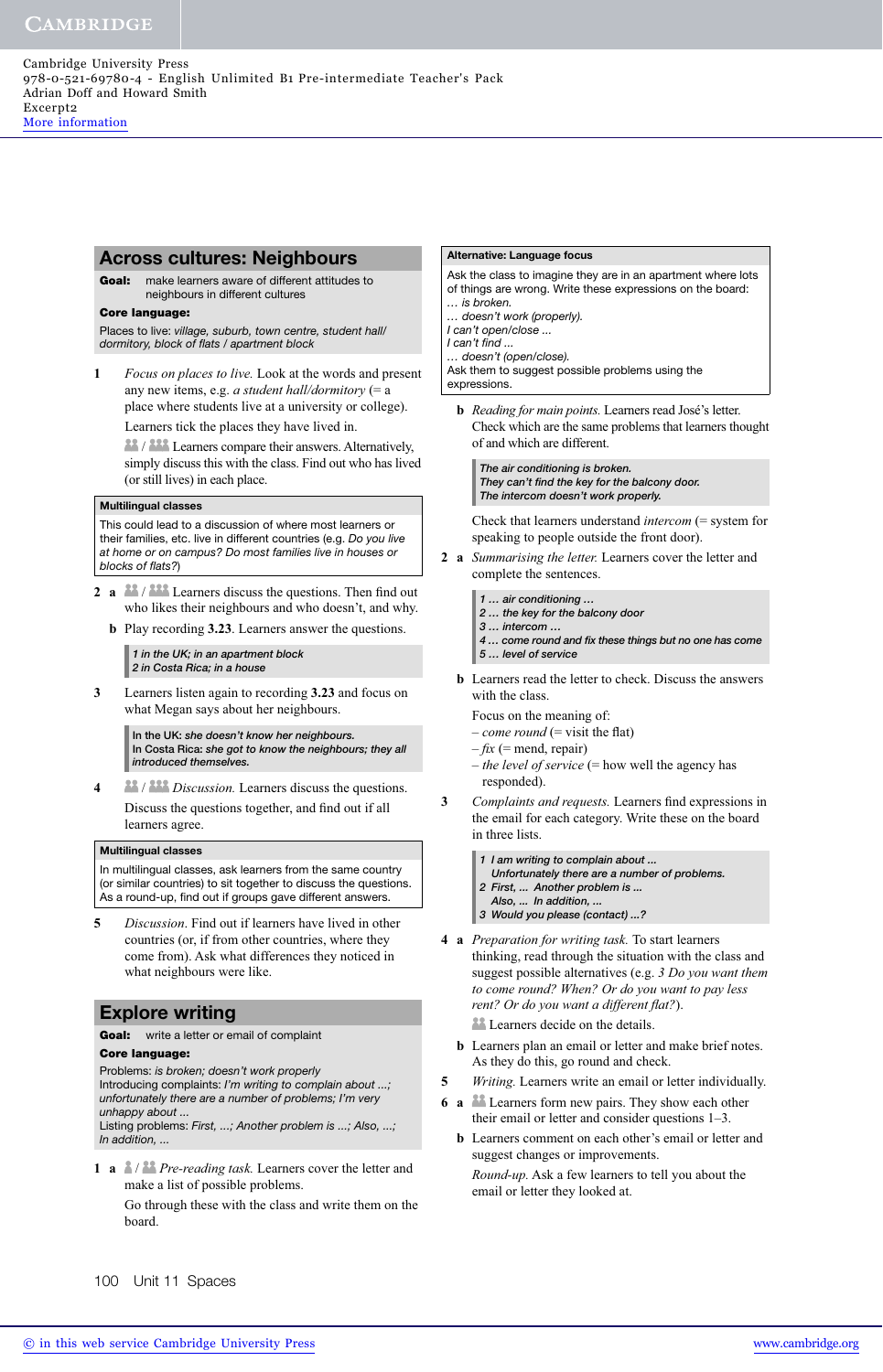## Across cultures: Neighbours

**Goal:** make learners aware of different attitudes to neighbours in different cultures

**Core language:**

Places to live: *village, suburb, town centre, student hall/ dormitory, block of flats / apartment block*

**1** *Focus on places to live.* Look at the words and present any new items, e.g. *a student hall/dormitory* (= a place where students live at a university or college).

Learners tick the places they have lived in.

Learners compare their answers. Alternatively, simply discuss this with the class. Find out who has lived (or still lives) in each place.

> **Multilingual classes**
>
> This could lead to a discussion of where most learners or their families, etc. live in different countries (e.g. *Do you live at home or on campus? Do most families live in houses or blocks of flats?*)

**2 a** Learners discuss the questions. Then find out who likes their neighbours and who doesn't, and why.

**b** Play recording **3.23**. Learners answer the questions.

> *1 in the UK; in an apartment block*
> *2 in Costa Rica; in a house*

**3** Learners listen again to recording **3.23** and focus on what Megan says about her neighbours.

> In the UK: *she doesn't know her neighbours.*
> In Costa Rica: *she got to know the neighbours; they all introduced themselves.*

**4** *Discussion.* Learners discuss the questions.

Discuss the questions together, and find out if all learners agree.

> **Multilingual classes**
>
> In multilingual classes, ask learners from the same country (or similar countries) to sit together to discuss the questions. As a round-up, find out if groups gave different answers.

**5** *Discussion.* Find out if learners have lived in other countries (or, if from other countries, where they come from). Ask what differences they noticed in what neighbours were like.

## Explore writing

**Goal:** write a letter or email of complaint

**Core language:**

Problems: *is broken; doesn't work properly*
Introducing complaints: *I'm writing to complain about ...; unfortunately there are a number of problems; I'm very unhappy about ...*
Listing problems: *First, ...; Another problem is ...; Also, ...; In addition, ...*

**1 a** *Pre-reading task.* Learners cover the letter and make a list of possible problems.

Go through these with the class and write them on the board.

> **Alternative: Language focus**
>
> Ask the class to imagine they are in an apartment where lots of things are wrong. Write these expressions on the board:
> *... is broken.*
> *... doesn't work (properly).*
> *I can't open/close ...*
> *I can't find ...*
> *... doesn't (open/close).*
> Ask them to suggest possible problems using the expressions.

**b** *Reading for main points.* Learners read José's letter. Check which are the same problems that learners thought of and which are different.

> *The air conditioning is broken.*
> *They can't find the key for the balcony door.*
> *The intercom doesn't work properly.*

Check that learners understand *intercom* (= system for speaking to people outside the front door).

**2 a** *Summarising the letter.* Learners cover the letter and complete the sentences.

> *1 ... air conditioning ...*
> *2 ... the key for the balcony door*
> *3 ... intercom ...*
> *4 ... come round and fix these things but no one has come*
> *5 ... level of service*

**b** Learners read the letter to check. Discuss the answers with the class.

Focus on the meaning of:
– *come round* (= visit the flat)
– *fix* (= mend, repair)
– *the level of service* (= how well the agency has responded).

**3** *Complaints and requests.* Learners find expressions in the email for each category. Write these on the board in three lists.

> *1 I am writing to complain about ...*
> *Unfortunately there are a number of problems.*
> *2 First, ... Another problem is ...*
> *Also, ... In addition, ...*
> *3 Would you please (contact) ...?*

**4 a** *Preparation for writing task.* To start learners thinking, read through the situation with the class and suggest possible alternatives (e.g. *3 Do you want them to come round? When? Or do you want to pay less rent? Or do you want a different flat?*).

Learners decide on the details.

**b** Learners plan an email or letter and make brief notes. As they do this, go round and check.

**5** *Writing.* Learners write an email or letter individually.

**6 a** Learners form new pairs. They show each other their email or letter and consider questions 1–3.

**b** Learners comment on each other's email or letter and suggest changes or improvements.

*Round-up.* Ask a few learners to tell you about the email or letter they looked at.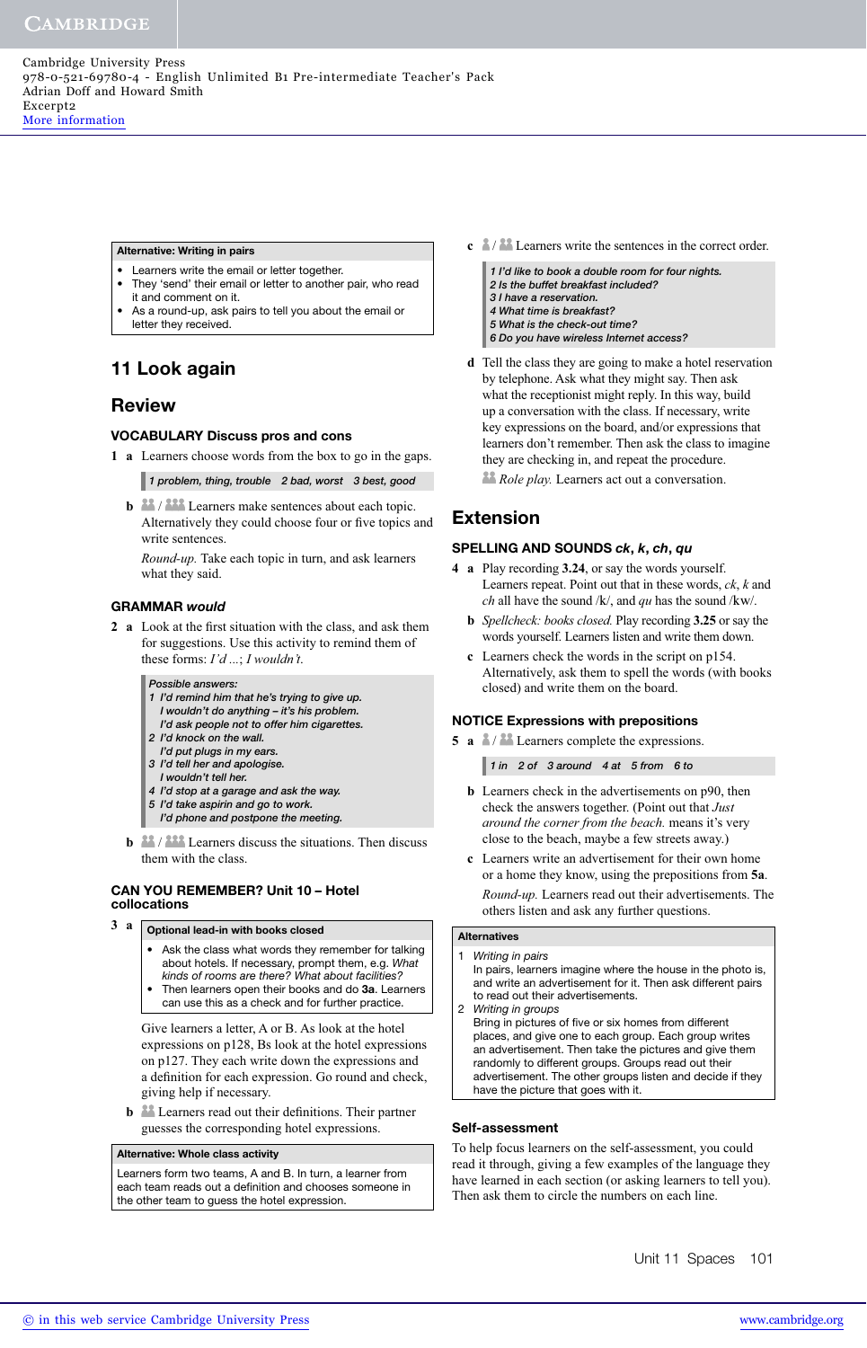**Alternative: Writing in pairs**

- Learners write the email or letter together.
- They 'send' their email or letter to another pair, who read it and comment on it.
- As a round-up, ask pairs to tell you about the email or letter they received.

# 11 Look again

## Review

### VOCABULARY Discuss pros and cons

**1 a** Learners choose words from the box to go in the gaps.

*1 problem, thing, trouble 2 bad, worst 3 best, good*

**b** Learners make sentences about each topic. Alternatively they could choose four or five topics and write sentences.

*Round-up.* Take each topic in turn, and ask learners what they said.

### GRAMMAR *would*

**2 a** Look at the first situation with the class, and ask them for suggestions. Use this activity to remind them of these forms: *I'd ...*; *I wouldn't.*

*Possible answers:*
*1 I'd remind him that he's trying to give up.*
*I wouldn't do anything – it's his problem.*
*I'd ask people not to offer him cigarettes.*
*2 I'd knock on the wall.*
*I'd put plugs in my ears.*
*3 I'd tell her and apologise.*
*I wouldn't tell her.*
*4 I'd stop at a garage and ask the way.*
*5 I'd take aspirin and go to work.*
*I'd phone and postpone the meeting.*

**b** Learners discuss the situations. Then discuss them with the class.

### CAN YOU REMEMBER? Unit 10 – Hotel collocations

**3 a**

**Optional lead-in with books closed**

- Ask the class what words they remember for talking about hotels. If necessary, prompt them, e.g. *What kinds of rooms are there? What about facilities?*
- Then learners open their books and do **3a**. Learners can use this as a check and for further practice.

Give learners a letter, A or B. As look at the hotel expressions on p128, Bs look at the hotel expressions on p127. They each write down the expressions and a definition for each expression. Go round and check, giving help if necessary.

**b** Learners read out their definitions. Their partner guesses the corresponding hotel expressions.

**Alternative: Whole class activity**

Learners form two teams, A and B. In turn, a learner from each team reads out a definition and chooses someone in the other team to guess the hotel expression.

**c** Learners write the sentences in the correct order.

*1 I'd like to book a double room for four nights.*
*2 Is the buffet breakfast included?*
*3 I have a reservation.*
*4 What time is breakfast?*
*5 What is the check-out time?*
*6 Do you have wireless Internet access?*

**d** Tell the class they are going to make a hotel reservation by telephone. Ask what they might say. Then ask what the receptionist might reply. In this way, build up a conversation with the class. If necessary, write key expressions on the board, and/or expressions that learners don't remember. Then ask the class to imagine they are checking in, and repeat the procedure.

*Role play.* Learners act out a conversation.

## Extension

### SPELLING AND SOUNDS *ck*, *k*, *ch*, *qu*

**4 a** Play recording **3.24**, or say the words yourself. Learners repeat. Point out that in these words, *ck*, *k* and *ch* all have the sound /k/, and *qu* has the sound /kw/.

**b** *Spellcheck: books closed.* Play recording **3.25** or say the words yourself. Learners listen and write them down.

**c** Learners check the words in the script on p154. Alternatively, ask them to spell the words (with books closed) and write them on the board.

### NOTICE Expressions with prepositions

**5 a** Learners complete the expressions.

*1 in 2 of 3 around 4 at 5 from 6 to*

**b** Learners check in the advertisements on p90, then check the answers together. (Point out that *Just around the corner from the beach.* means it's very close to the beach, maybe a few streets away.)

**c** Learners write an advertisement for their own home or a home they know, using the prepositions from **5a**.

*Round-up.* Learners read out their advertisements. The others listen and ask any further questions.

**Alternatives**

1 *Writing in pairs*
In pairs, learners imagine where the house in the photo is, and write an advertisement for it. Then ask different pairs to read out their advertisements.

2 *Writing in groups*
Bring in pictures of five or six homes from different places, and give one to each group. Each group writes an advertisement. Then take the pictures and give them randomly to different groups. Groups read out their advertisement. The other groups listen and decide if they have the picture that goes with it.

### Self-assessment

To help focus learners on the self-assessment, you could read it through, giving a few examples of the language they have learned in each section (or asking learners to tell you). Then ask them to circle the numbers on each line.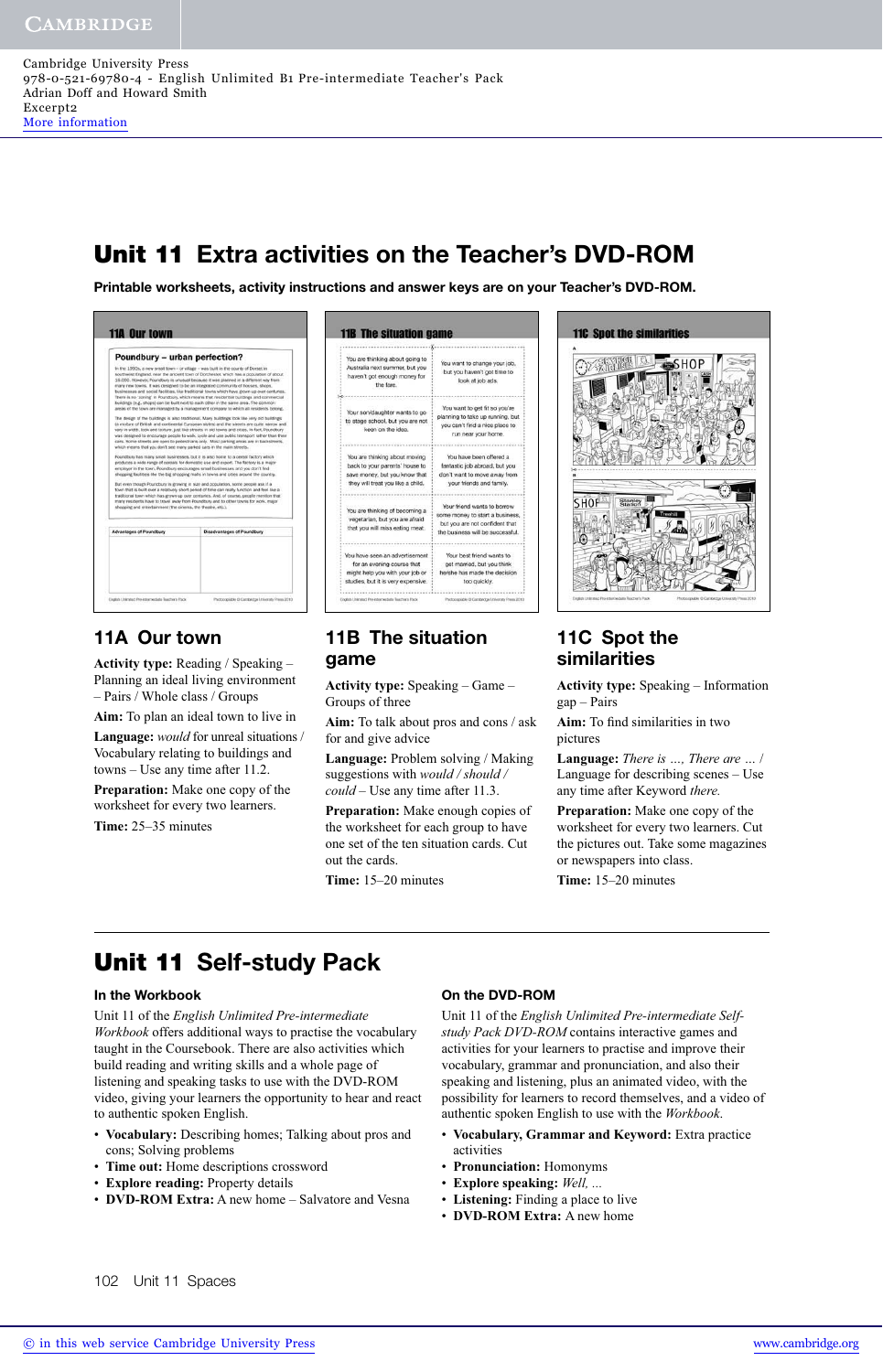Cambridge University Press
978-0-521-69780-4 - English Unlimited B1 Pre-intermediate Teacher's Pack
Adrian Doff and Howard Smith
Excerpt2
More information

# Unit 11 Extra activities on the Teacher's DVD-ROM

**Printable worksheets, activity instructions and answer keys are on your Teacher's DVD-ROM.**

## 11A Our town

**Activity type:** Reading / Speaking – Planning an ideal living environment – Pairs / Whole class / Groups

**Aim:** To plan an ideal town to live in

**Language:** *would* for unreal situations / Vocabulary relating to buildings and towns – Use any time after 11.2.

**Preparation:** Make one copy of the worksheet for every two learners.

**Time:** 25–35 minutes

## 11B The situation game

**Activity type:** Speaking – Game – Groups of three

**Aim:** To talk about pros and cons / ask for and give advice

**Language:** Problem solving / Making suggestions with *would* / *should* / *could* – Use any time after 11.3.

**Preparation:** Make enough copies of the worksheet for each group to have one set of the ten situation cards. Cut out the cards.

**Time:** 15–20 minutes

## 11C Spot the similarities

**Activity type:** Speaking – Information gap – Pairs

**Aim:** To find similarities in two pictures

**Language:** *There is …, There are …* / Language for describing scenes – Use any time after Keyword *there.*

**Preparation:** Make one copy of the worksheet for every two learners. Cut the pictures out. Take some magazines or newspapers into class.

**Time:** 15–20 minutes

# Unit 11 Self-study Pack

### In the Workbook

Unit 11 of the *English Unlimited Pre-intermediate Workbook* offers additional ways to practise the vocabulary taught in the Coursebook. There are also activities which build reading and writing skills and a whole page of listening and speaking tasks to use with the DVD-ROM video, giving your learners the opportunity to hear and react to authentic spoken English.

- **Vocabulary:** Describing homes; Talking about pros and cons; Solving problems
- **Time out:** Home descriptions crossword
- **Explore reading:** Property details
- **DVD-ROM Extra:** A new home – Salvatore and Vesna

### On the DVD-ROM

Unit 11 of the *English Unlimited Pre-intermediate Self-study Pack DVD-ROM* contains interactive games and activities for your learners to practise and improve their vocabulary, grammar and pronunciation, and also their speaking and listening, plus an animated video, with the possibility for learners to record themselves, and a video of authentic spoken English to use with the *Workbook.*

- **Vocabulary, Grammar and Keyword:** Extra practice activities
- **Pronunciation:** Homonyms
- **Explore speaking:** *Well, …*
- **Listening:** Finding a place to live
- **DVD-ROM Extra:** A new home

© in this web service Cambridge University Press www.cambridge.org